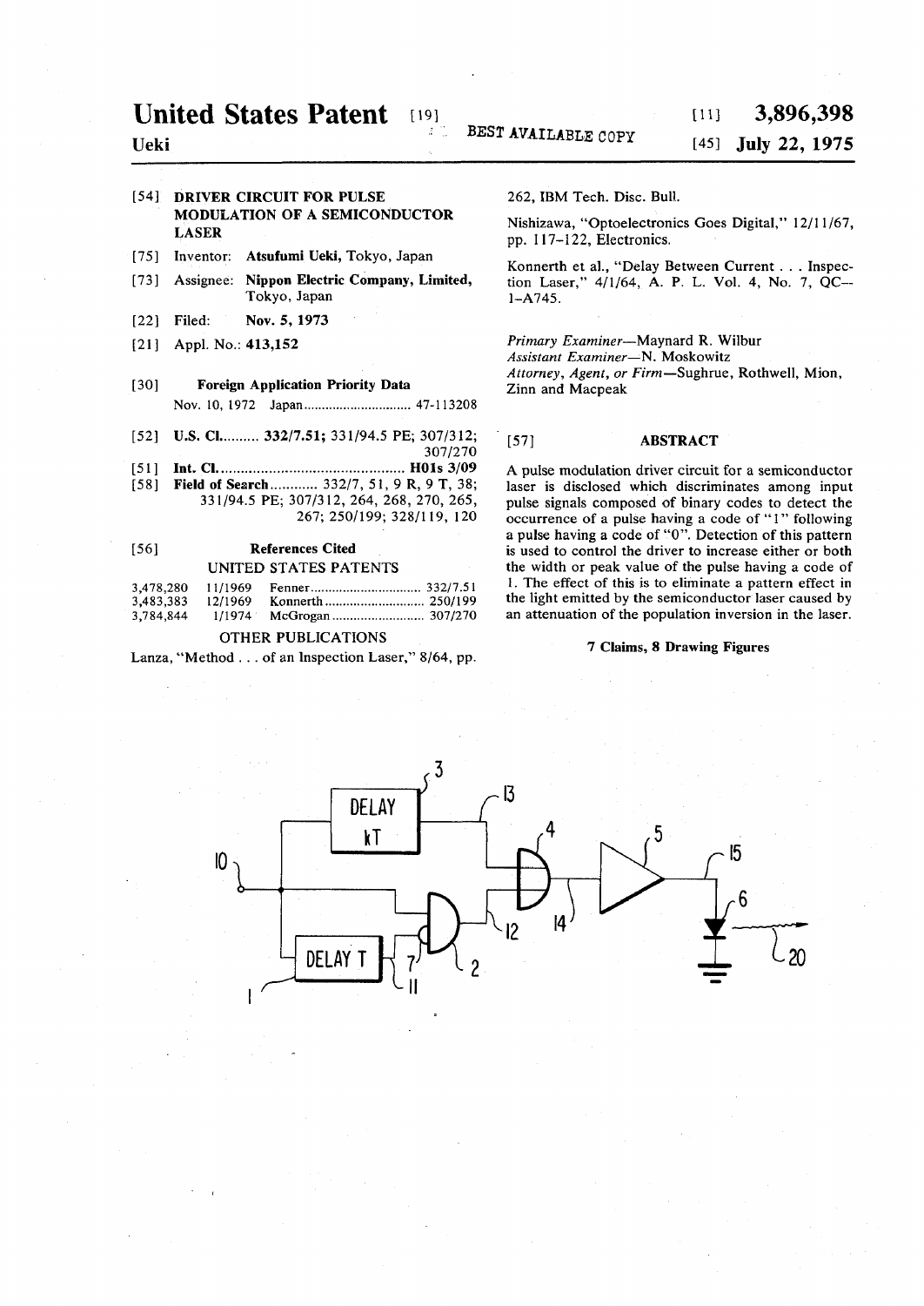# United States Patent [19]

**Ueki**

BEST AVAILABLE COPY

[11] **3,896,398**

[45] **July 22, 1975**

[54] **DRIVER CIRCUIT FOR PULSE MODULATION OF A SEMICONDUCTOR LASER**

[75] Inventor: **Atsufumi Ueki**, Tokyo, Japan

[73] Assignee: **Nippon Electric Company, Limited**, Tokyo, Japan

[22] Filed: **Nov. 5, 1973**

[21] Appl. No.: **413,152**

[30] **Foreign Application Priority Data**

Nov. 10, 1972 Japan ............................ 47-113208

[52] **U.S. Cl.** ......... **332/7.51;** 331/94.5 PE; 307/312; 307/270

[51] **Int. Cl.** ............................................ **H01s 3/09**

[58] **Field of Search** ........... 332/7, 51, 9 R, 9 T, 38; 331/94.5 PE; 307/312, 264, 268, 270, 265, 267; 250/199; 328/119, 120

[56] **References Cited**

UNITED STATES PATENTS

| | | | |
|---|---|---|---|
| 3,478,280 | 11/1969 | Fenner | 332/7.51 |
| 3,483,383 | 12/1969 | Konnerth | 250/199 |
| 3,784,844 | 1/1974 | McGrogan | 307/270 |

OTHER PUBLICATIONS

Lanza, "Method . . . of an Inspection Laser," 8/64, pp. 262, IBM Tech. Disc. Bull.

Nishizawa, "Optoelectronics Goes Digital," 12/11/67, pp. 117–122, Electronics.

Konnerth et al., "Delay Between Current . . . Inspection Laser," 4/1/64, A. P. L. Vol. 4, No. 7, QC–1–A745.

*Primary Examiner*—Maynard R. Wilbur
*Assistant Examiner*—N. Moskowitz
*Attorney, Agent, or Firm*—Sughrue, Rothwell, Mion, Zinn and Macpeak

[57] **ABSTRACT**

A pulse modulation driver circuit for a semiconductor laser is disclosed which discriminates among input pulse signals composed of binary codes to detect the occurrence of a pulse having a code of "1" following a pulse having a code of "0". Detection of this pattern is used to control the driver to increase either or both the width or peak value of the pulse having a code of 1. The effect of this is to eliminate a pattern effect in the light emitted by the semiconductor laser caused by an attenuation of the population inversion in the laser.

**7 Claims, 8 Drawing Figures**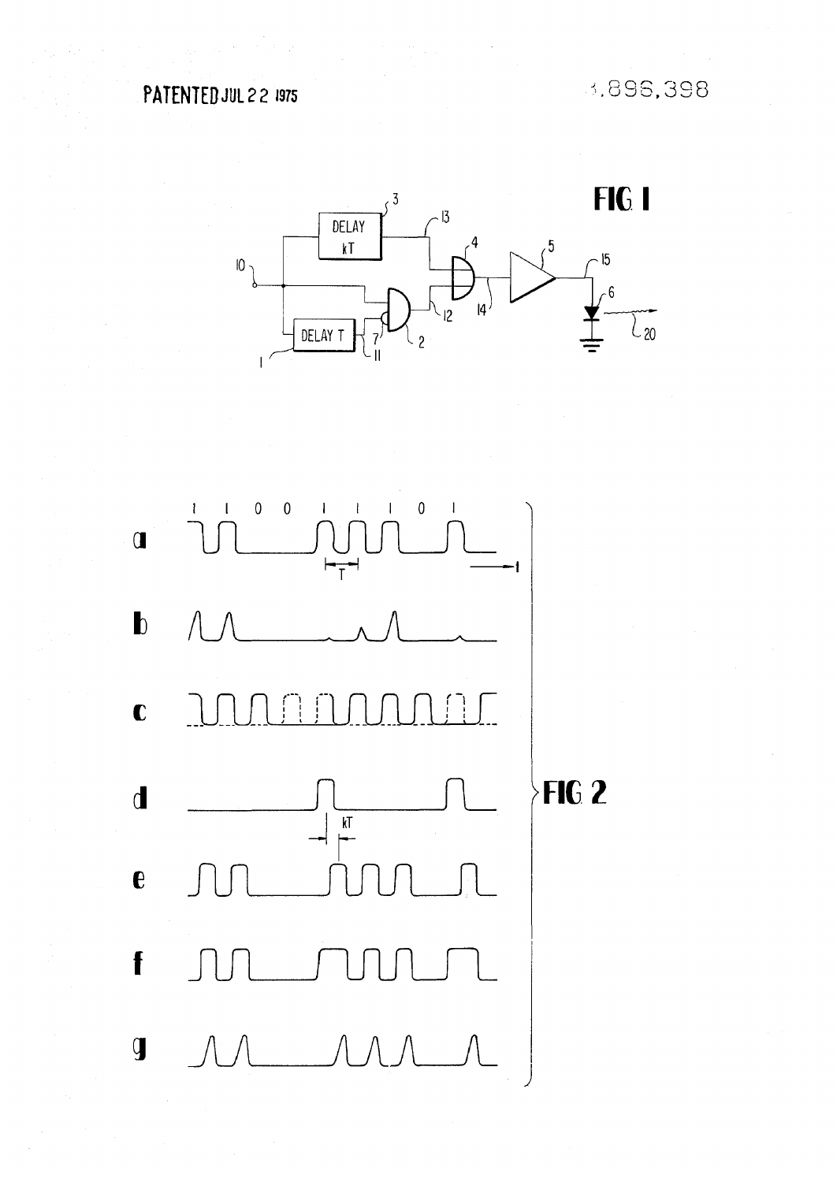FIG 1

FIG 2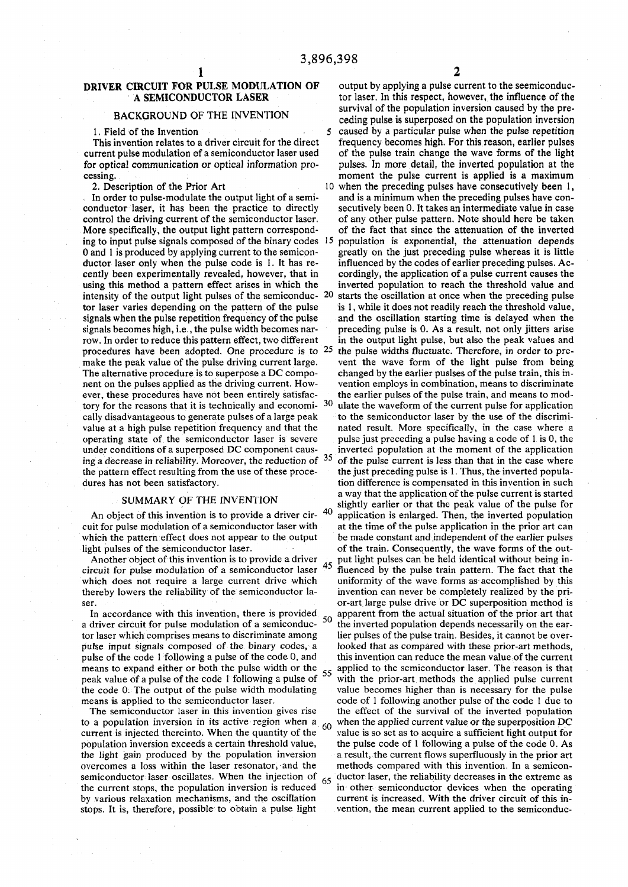# DRIVER CIRCUIT FOR PULSE MODULATION OF A SEMICONDUCTOR LASER

## BACKGROUND OF THE INVENTION

1. Field of the Invention

This invention relates to a driver circuit for the direct current pulse modulation of a semiconductor laser used for optical communication or optical information processing.

2. Description of the Prior Art

In order to pulse-modulate the output light of a semiconductor laser, it has been the practice to directly control the driving current of the semiconductor laser. More specifically, the output light pattern corresponding to input pulse signals composed of the binary codes 0 and 1 is produced by applying current to the semiconductor laser only when the pulse code is 1. It has recently been experimentally revealed, however, that in using this method a pattern effect arises in which the intensity of the output light pulses of the semiconductor laser varies depending on the pattern of the pulse signals when the pulse repetition frequency of the pulse signals becomes high, i.e., the pulse width becomes narrow. In order to reduce this pattern effect, two different procedures have been adopted. One procedure is to make the peak value of the pulse driving current large. The alternative procedure is to superpose a DC component on the pulses applied as the driving current. However, these procedures have not been entirely satisfactory for the reasons that it is technically and economically disadvantageous to generate pulses of a large peak value at a high pulse repetition frequency and that the operating state of the semiconductor laser is severe under conditions of a superposed DC component causing a decrease in reliability. Moreover, the reduction of the pattern effect resulting from the use of these procedures has not been satisfactory.

## SUMMARY OF THE INVENTION

An object of this invention is to provide a driver circuit for pulse modulation of a semiconductor laser with which the pattern effect does not appear to the output light pulses of the semiconductor laser.

Another object of this invention is to provide a driver circuit for pulse modulation of a semiconductor laser which does not require a large current drive which thereby lowers the reliability of the semiconductor laser.

In accordance with this invention, there is provided a driver circuit for pulse modulation of a semiconductor laser which comprises means to discriminate among pulse input signals composed of the binary codes, a pulse of the code 1 following a pulse of the code 0, and means to expand either or both the pulse width or the peak value of a pulse of the code 1 following a pulse of the code 0. The output of the pulse width modulating means is applied to the semiconductor laser.

The semiconductor laser in this invention gives rise to a population inversion in its active region when a current is injected thereinto. When the quantity of the population inversion exceeds a certain threshold value, the light gain produced by the population inversion overcomes a loss within the laser resonator, and the semiconductor laser oscillates. When the injection of the current stops, the population inversion is reduced by various relaxation mechanisms, and the oscillation stops. It is, therefore, possible to obtain a pulse light output by applying a pulse current to the seemiconductor laser. In this respect, however, the influence of the survival of the population inversion caused by the preceding pulse is superposed on the population inversion caused by a particular pulse when the pulse repetition frequency becomes high. For this reason, earlier pulses of the pulse train change the wave forms of the light pulses. In more detail, the inverted population at the moment the pulse current is applied is a maximum when the preceding pulses have consecutively been 1, and is a minimum when the preceding pulses have consecutively been 0. It takes an intermediate value in case of any other pulse pattern. Note should here be taken of the fact that since the attenuation of the inverted population is exponential, the attenuation depends greatly on the just preceding pulse whereas it is little influenced by the codes of earlier preceding pulses. Accordingly, the application of a pulse current causes the inverted population to reach the threshold value and starts the oscillation at once when the preceding pulse is 1, while it does not readily reach the threshold value, and the oscillation starting time is delayed when the preceding pulse is 0. As a result, not only jitters arise in the output light pulse, but also the peak values and the pulse widths fluctuate. Therefore, in order to prevent the wave form of the light pulse from being changed by the earlier puslses of the pulse train, this invention employs in combination, means to discriminate the earlier pulses of the pulse train, and means to modulate the waveform of the current pulse for application to the semiconductor laser by the use of the discriminated result. More specifically, in the case where a pulse just preceding a pulse having a code of 1 is 0, the inverted population at the moment of the application of the pulse current is less than that in the case where the just preceding pulse is 1. Thus, the inverted population difference is compensated in this invention in such a way that the application of the pulse current is started slightly earlier or that the peak value of the pulse for application is enlarged. Then, the inverted population at the time of the pulse application in the prior art can be made constant and independent of the earlier pulses of the train. Consequently, the wave forms of the output light pulses can be held identical without being influenced by the pulse train pattern. The fact that the uniformity of the wave forms as accomplished by this invention can never be completely realized by the prior-art large pulse drive or DC superposition method is apparent from the actual situation of the prior art that the inverted population depends necessarily on the earlier pulses of the pulse train. Besides, it cannot be overlooked that as compared with these prior-art methods, this invention can reduce the mean value of the current applied to the semiconductor laser. The reason is that with the prior-art methods the applied pulse current value becomes higher than is necessary for the pulse code of 1 following another pulse of the code 1 due to the effect of the survival of the inverted population when the applied current value or the superposition DC value is so set as to acquire a sufficient light output for the pulse code of 1 following a pulse of the code 0. As a result, the current flows superfluously in the prior art methods compared with this invention. In a semiconductor laser, the reliability decreases in the extreme as in other semiconductor devices when the operating current is increased. With the driver circuit of this invention, the mean current applied to the semiconduc-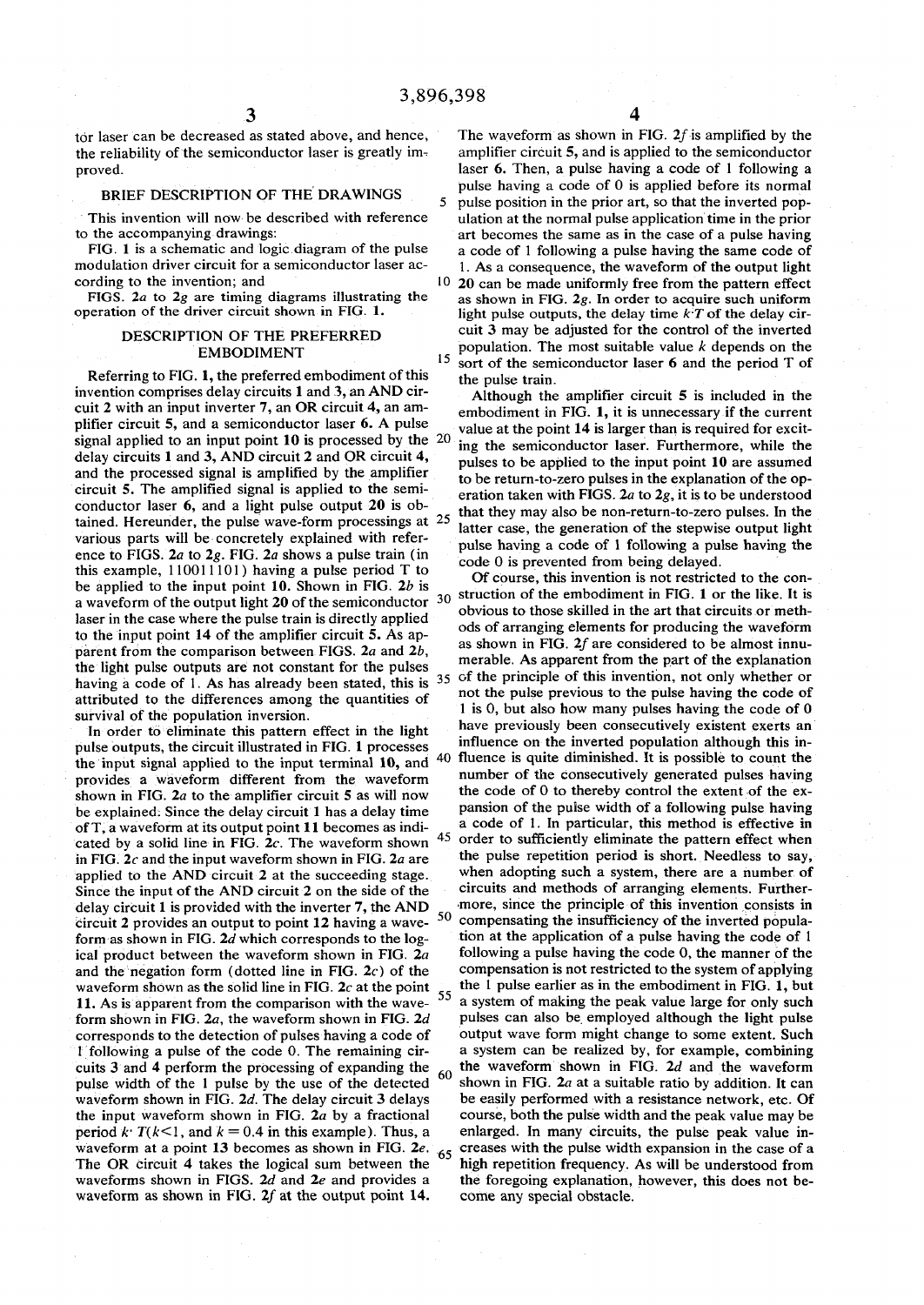tor laser can be decreased as stated above, and hence, the reliability of the semiconductor laser is greatly improved.

## BRIEF DESCRIPTION OF THE DRAWINGS

This invention will now be described with reference to the accompanying drawings:

FIG. 1 is a schematic and logic diagram of the pulse modulation driver circuit for a semiconductor laser according to the invention; and

FIGS. 2*a* to 2*g* are timing diagrams illustrating the operation of the driver circuit shown in FIG. 1.

## DESCRIPTION OF THE PREFERRED EMBODIMENT

Referring to FIG. 1, the preferred embodiment of this invention comprises delay circuits 1 and 3, an AND circuit 2 with an input inverter 7, an OR circuit 4, an amplifier circuit 5, and a semiconductor laser 6. A pulse signal applied to an input point 10 is processed by the delay circuits 1 and 3, AND circuit 2 and OR circuit 4, and the processed signal is amplified by the amplifier circuit 5. The amplified signal is applied to the semiconductor laser 6, and a light pulse output 20 is obtained. Hereunder, the pulse wave-form processings at various parts will be concretely explained with reference to FIGS. 2*a* to 2*g*. FIG. 2*a* shows a pulse train (in this example, 110011101) having a pulse period T to be applied to the input point 10. Shown in FIG. 2*b* is a waveform of the output light 20 of the semiconductor laser in the case where the pulse train is directly applied to the input point 14 of the amplifier circuit 5. As apparent from the comparison between FIGS. 2*a* and 2*b*, the light pulse outputs are not constant for the pulses having a code of 1. As has already been stated, this is attributed to the differences among the quantities of survival of the population inversion.

In order to eliminate this pattern effect in the light pulse outputs, the circuit illustrated in FIG. 1 processes the input signal applied to the input terminal 10, and provides a waveform different from the waveform shown in FIG. 2*a* to the amplifier circuit 5 as will now be explained. Since the delay circuit 1 has a delay time of T, a waveform at its output point 11 becomes as indicated by a solid line in FIG. 2*c*. The waveform shown in FIG. 2*c* and the input waveform shown in FIG. 2*a* are applied to the AND circuit 2 at the succeeding stage. Since the input of the AND circuit 2 on the side of the delay circuit 1 is provided with the inverter 7, the AND circuit 2 provides an output to point 12 having a waveform as shown in FIG. 2*d* which corresponds to the logical product between the waveform shown in FIG. 2*a* and the negation form (dotted line in FIG. 2*c*) of the waveform shown as the solid line in FIG. 2*c* at the point 11. As is apparent from the comparison with the waveform shown in FIG. 2*a*, the waveform shown in FIG. 2*d* corresponds to the detection of pulses having a code of 1 following a pulse of the code 0. The remaining circuits 3 and 4 perform the processing of expanding the pulse width of the 1 pulse by the use of the detected waveform shown in FIG. 2*d*. The delay circuit 3 delays the input waveform shown in FIG. 2*a* by a fractional period $k \cdot T (k<1$, and $k = 0.4$ in this example). Thus, a waveform at a point 13 becomes as shown in FIG. 2*e*. The OR circuit 4 takes the logical sum between the waveforms shown in FIGS. 2*d* and 2*e* and provides a waveform as shown in FIG. 2*f* at the output point 14.

The waveform as shown in FIG. 2*f* is amplified by the amplifier circuit 5, and is applied to the semiconductor laser 6. Then, a pulse having a code of 1 following a pulse having a code of 0 is applied before its normal pulse position in the prior art, so that the inverted population at the normal pulse application time in the prior art becomes the same as in the case of a pulse having a code of 1 following a pulse having the same code of 1. As a consequence, the waveform of the output light 20 can be made uniformly free from the pattern effect as shown in FIG. 2*g*. In order to acquire such uniform light pulse outputs, the delay time $k \cdot T$ of the delay circuit 3 may be adjusted for the control of the inverted population. The most suitable value $k$ depends on the sort of the semiconductor laser 6 and the period T of the pulse train.

Although the amplifier circuit 5 is included in the embodiment in FIG. 1, it is unnecessary if the current value at the point 14 is larger than is required for exciting the semiconductor laser. Furthermore, while the pulses to be applied to the input point 10 are assumed to be return-to-zero pulses in the explanation of the operation taken with FIGS. 2*a* to 2*g*, it is to be understood that they may also be non-return-to-zero pulses. In the latter case, the generation of the stepwise output light pulse having a code of 1 following a pulse having the code 0 is prevented from being delayed.

Of course, this invention is not restricted to the construction of the embodiment in FIG. 1 or the like. It is obvious to those skilled in the art that circuits or methods of arranging elements for producing the waveform as shown in FIG. 2*f* are considered to be almost innumerable. As apparent from the part of the explanation of the principle of this invention, not only whether or not the pulse previous to the pulse having the code of 1 is 0, but also how many pulses having the code of 0 have previously been consecutively existent exerts an influence on the inverted population although this influence is quite diminished. It is possible to count the number of the consecutively generated pulses having the code of 0 to thereby control the extent of the expansion of the pulse width of a following pulse having a code of 1. In particular, this method is effective in order to sufficiently eliminate the pattern effect when the pulse repetition period is short. Needless to say, when adopting such a system, there are a number of circuits and methods of arranging elements. Furthermore, since the principle of this invention consists in compensating the insufficiency of the inverted population at the application of a pulse having the code of 1 following a pulse having the code 0, the manner of the compensation is not restricted to the system of applying the 1 pulse earlier as in the embodiment in FIG. 1, but a system of making the peak value large for only such pulses can also be employed although the light pulse output wave form might change to some extent. Such a system can be realized by, for example, combining the waveform shown in FIG. 2*d* and the waveform shown in FIG. 2*a* at a suitable ratio by addition. It can be easily performed with a resistance network, etc. Of course, both the pulse width and the peak value may be enlarged. In many circuits, the pulse peak value increases with the pulse width expansion in the case of a high repetition frequency. As will be understood from the foregoing explanation, however, this does not become any special obstacle.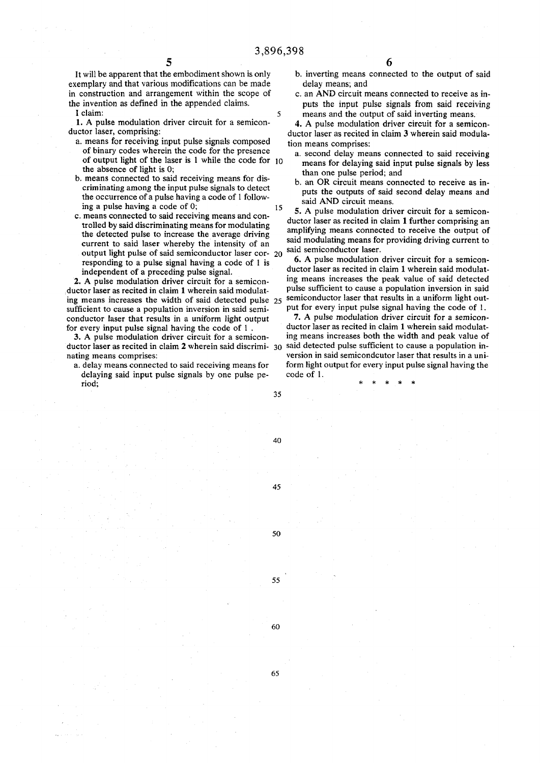It will be apparent that the embodiment shown is only exemplary and that various modifications can be made in construction and arrangement within the scope of the invention as defined in the appended claims.

I claim:

**1.** A pulse modulation driver circuit for a semiconductor laser, comprising:

a. means for receiving input pulse signals composed of binary codes wherein the code for the presence of output light of the laser is 1 while the code for the absence of light is 0;

b. means connected to said receiving means for discriminating among the input pulse signals to detect the occurrence of a pulse having a code of 1 following a pulse having a code of 0;

c. means connected to said receiving means and controlled by said discriminating means for modulating the detected pulse to increase the average driving current to said laser whereby the intensity of an output light pulse of said semiconductor laser corresponding to a pulse signal having a code of 1 is independent of a preceding pulse signal.

**2.** A pulse modulation driver circuit for a semiconductor laser as recited in claim **1** wherein said modulating means increases the width of said detected pulse sufficient to cause a population inversion in said semiconductor laser that results in a uniform light output for every input pulse signal having the code of 1 .

**3.** A pulse modulation driver circuit for a semiconductor laser as recited in claim **2** wherein said discriminating means comprises:

a. delay means connected to said receiving means for delaying said input pulse signals by one pulse period;

b. inverting means connected to the output of said delay means; and

c. an AND circuit means connected to receive as inputs the input pulse signals from said receiving means and the output of said inverting means.

**4.** A pulse modulation driver circuit for a semiconductor laser as recited in claim **3** wherein said modulation means comprises:

a. second delay means connected to said receiving means for delaying said input pulse signals by less than one pulse period; and

b. an OR circuit means connected to receive as inputs the outputs of said second delay means and said AND circuit means.

**5.** A pulse modulation driver circuit for a semiconductor laser as recited in claim **1** further comprising an amplifying means connected to receive the output of said modulating means for providing driving current to said semiconductor laser.

**6.** A pulse modulation driver circuit for a semiconductor laser as recited in claim **1** wherein said modulating means increases the peak value of said detected pulse sufficient to cause a population inversion in said semiconductor laser that results in a uniform light output for every input pulse signal having the code of 1.

**7.** A pulse modulation driver circuit for a semiconductor laser as recited in claim **1** wherein said modulating means increases both the width and peak value of said detected pulse sufficient to cause a population inversion in said semicondcutor laser that results in a uniform light output for every input pulse signal having the code of 1.

* * * * *